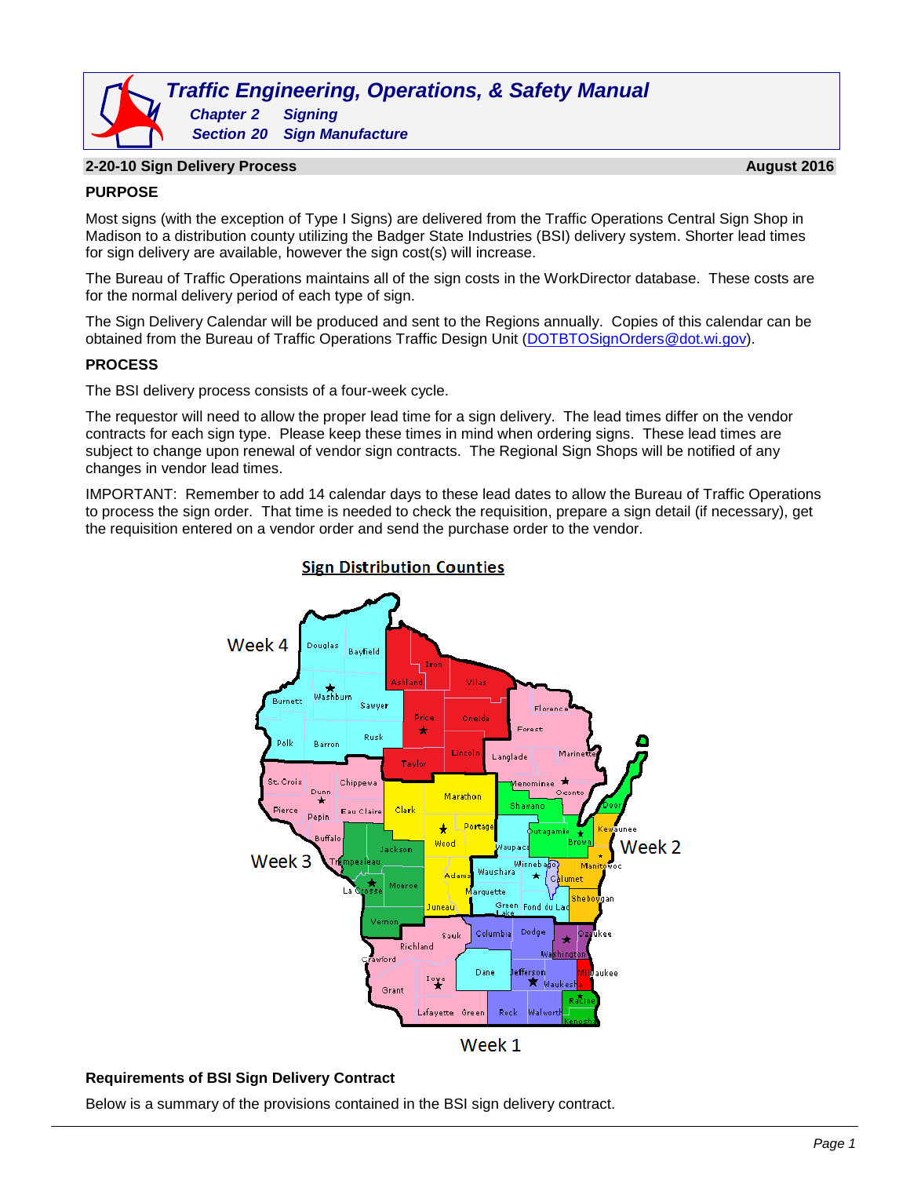# Traffic Engineering, Operations, & Safety Manual

***Chapter 2 Signing***

***Section 20 Sign Manufacture***

## 2-20-10 Sign Delivery Process — August 2016

### PURPOSE

Most signs (with the exception of Type I Signs) are delivered from the Traffic Operations Central Sign Shop in Madison to a distribution county utilizing the Badger State Industries (BSI) delivery system. Shorter lead times for sign delivery are available, however the sign cost(s) will increase.

The Bureau of Traffic Operations maintains all of the sign costs in the WorkDirector database. These costs are for the normal delivery period of each type of sign.

The Sign Delivery Calendar will be produced and sent to the Regions annually. Copies of this calendar can be obtained from the Bureau of Traffic Operations Traffic Design Unit (DOTBTOSignOrders@dot.wi.gov).

### PROCESS

The BSI delivery process consists of a four-week cycle.

The requestor will need to allow the proper lead time for a sign delivery. The lead times differ on the vendor contracts for each sign type. Please keep these times in mind when ordering signs. These lead times are subject to change upon renewal of vendor sign contracts. The Regional Sign Shops will be notified of any changes in vendor lead times.

IMPORTANT: Remember to add 14 calendar days to these lead dates to allow the Bureau of Traffic Operations to process the sign order. That time is needed to check the requisition, prepare a sign detail (if necessary), get the requisition entered on a vendor order and send the purchase order to the vendor.

**Sign Distribution Counties**

Week 4 — Week 3 — Week 2 — Week 1

### Requirements of BSI Sign Delivery Contract

Below is a summary of the provisions contained in the BSI sign delivery contract.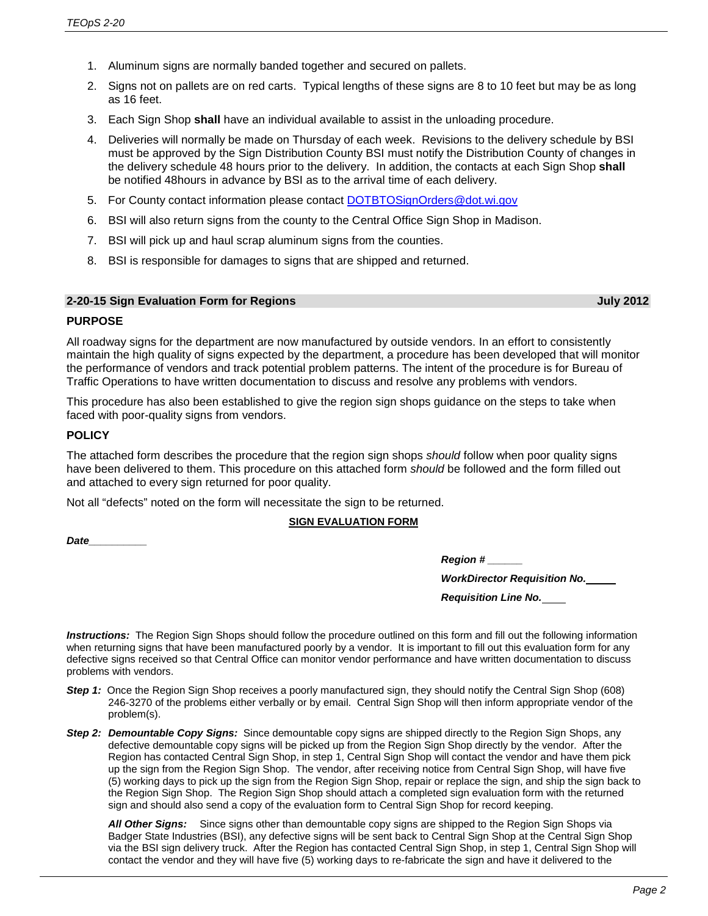1. Aluminum signs are normally banded together and secured on pallets.
2. Signs not on pallets are on red carts. Typical lengths of these signs are 8 to 10 feet but may be as long as 16 feet.
3. Each Sign Shop **shall** have an individual available to assist in the unloading procedure.
4. Deliveries will normally be made on Thursday of each week. Revisions to the delivery schedule by BSI must be approved by the Sign Distribution County BSI must notify the Distribution County of changes in the delivery schedule 48 hours prior to the delivery. In addition, the contacts at each Sign Shop **shall** be notified 48hours in advance by BSI as to the arrival time of each delivery.
5. For County contact information please contact [DOTBTOSignOrders@dot.wi.gov](mailto:DOTBTOSignOrders@dot.wi.gov)
6. BSI will also return signs from the county to the Central Office Sign Shop in Madison.
7. BSI will pick up and haul scrap aluminum signs from the counties.
8. BSI is responsible for damages to signs that are shipped and returned.

## 2-20-15 Sign Evaluation Form for Regions — July 2012

### PURPOSE

All roadway signs for the department are now manufactured by outside vendors. In an effort to consistently maintain the high quality of signs expected by the department, a procedure has been developed that will monitor the performance of vendors and track potential problem patterns. The intent of the procedure is for Bureau of Traffic Operations to have written documentation to discuss and resolve any problems with vendors.

This procedure has also been established to give the region sign shops guidance on the steps to take when faced with poor-quality signs from vendors.

### POLICY

The attached form describes the procedure that the region sign shops *should* follow when poor quality signs have been delivered to them. This procedure on this attached form *should* be followed and the form filled out and attached to every sign returned for poor quality.

Not all "defects" noted on the form will necessitate the sign to be returned.

**SIGN EVALUATION FORM**

***Date__________***

***Region # ______***

***WorkDirector Requisition No.______***

***Requisition Line No.______***

***Instructions:*** The Region Sign Shops should follow the procedure outlined on this form and fill out the following information when returning signs that have been manufactured poorly by a vendor. It is important to fill out this evaluation form for any defective signs received so that Central Office can monitor vendor performance and have written documentation to discuss problems with vendors.

***Step 1:*** Once the Region Sign Shop receives a poorly manufactured sign, they should notify the Central Sign Shop (608) 246-3270 of the problems either verbally or by email. Central Sign Shop will then inform appropriate vendor of the problem(s).

***Step 2:*** ***Demountable Copy Signs:*** Since demountable copy signs are shipped directly to the Region Sign Shops, any defective demountable copy signs will be picked up from the Region Sign Shop directly by the vendor. After the Region has contacted Central Sign Shop, in step 1, Central Sign Shop will contact the vendor and have them pick up the sign from the Region Sign Shop. The vendor, after receiving notice from Central Sign Shop, will have five (5) working days to pick up the sign from the Region Sign Shop, repair or replace the sign, and ship the sign back to the Region Sign Shop. The Region Sign Shop should attach a completed sign evaluation form with the returned sign and should also send a copy of the evaluation form to Central Sign Shop for record keeping.

***All Other Signs:*** Since signs other than demountable copy signs are shipped to the Region Sign Shops via Badger State Industries (BSI), any defective signs will be sent back to Central Sign Shop at the Central Sign Shop via the BSI sign delivery truck. After the Region has contacted Central Sign Shop, in step 1, Central Sign Shop will contact the vendor and they will have five (5) working days to re-fabricate the sign and have it delivered to the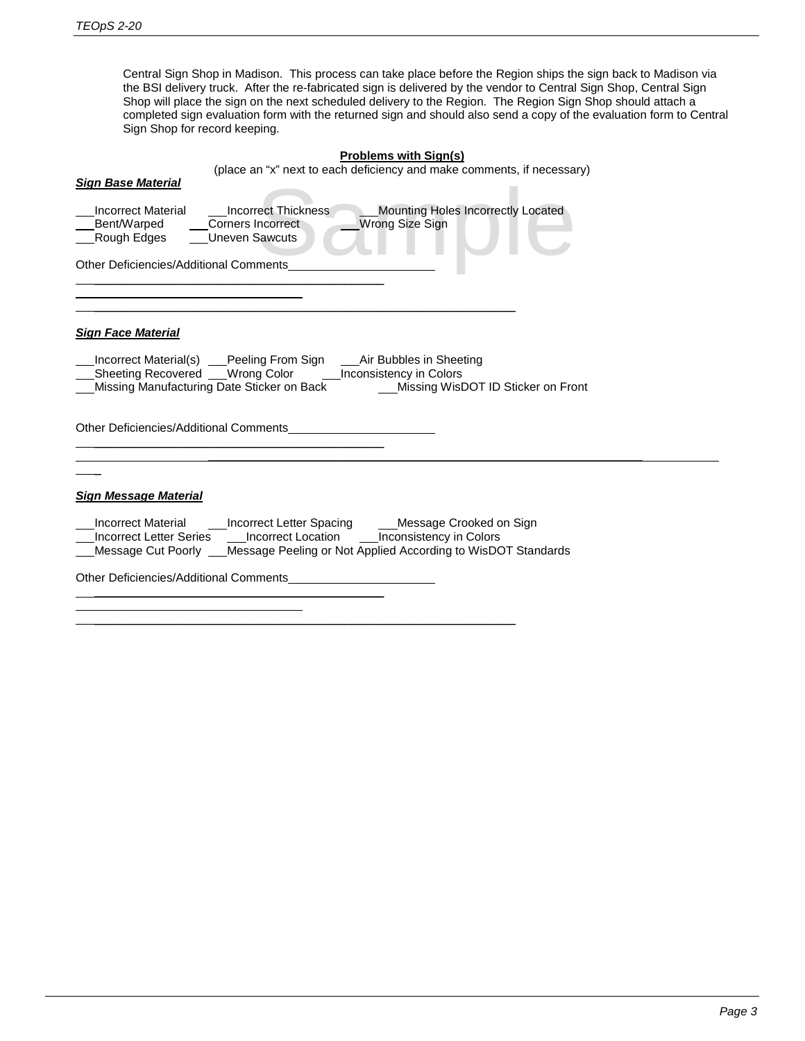Central Sign Shop in Madison. This process can take place before the Region ships the sign back to Madison via the BSI delivery truck. After the re-fabricated sign is delivered by the vendor to Central Sign Shop, Central Sign Shop will place the sign on the next scheduled delivery to the Region. The Region Sign Shop should attach a completed sign evaluation form with the returned sign and should also send a copy of the evaluation form to Central Sign Shop for record keeping.

**Problems with Sign(s)**

(place an "x" next to each deficiency and make comments, if necessary)

***Sign Base Material***

___Incorrect Material ___Incorrect Thickness ___Mounting Holes Incorrectly Located
___Bent/Warped ___Corners Incorrect ___Wrong Size Sign
___Rough Edges ___Uneven Sawcuts

Other Deficiencies/Additional Comments______________________
_____________________________________________
________________________________
_________________________________________________________________

***Sign Face Material***

___Incorrect Material(s) ___Peeling From Sign ___Air Bubbles in Sheeting
___Sheeting Recovered ___Wrong Color ___Inconsistency in Colors
___Missing Manufacturing Date Sticker on Back ___Missing WisDOT ID Sticker on Front

Other Deficiencies/Additional Comments______________________
_____________________________________________
____________________________________________________________________________________________________
___

***Sign Message Material***

___Incorrect Material ___Incorrect Letter Spacing ___Message Crooked on Sign
___Incorrect Letter Series ___Incorrect Location ___Inconsistency in Colors
___Message Cut Poorly ___Message Peeling or Not Applied According to WisDOT Standards

Other Deficiencies/Additional Comments______________________
_____________________________________________
________________________________
_________________________________________________________________